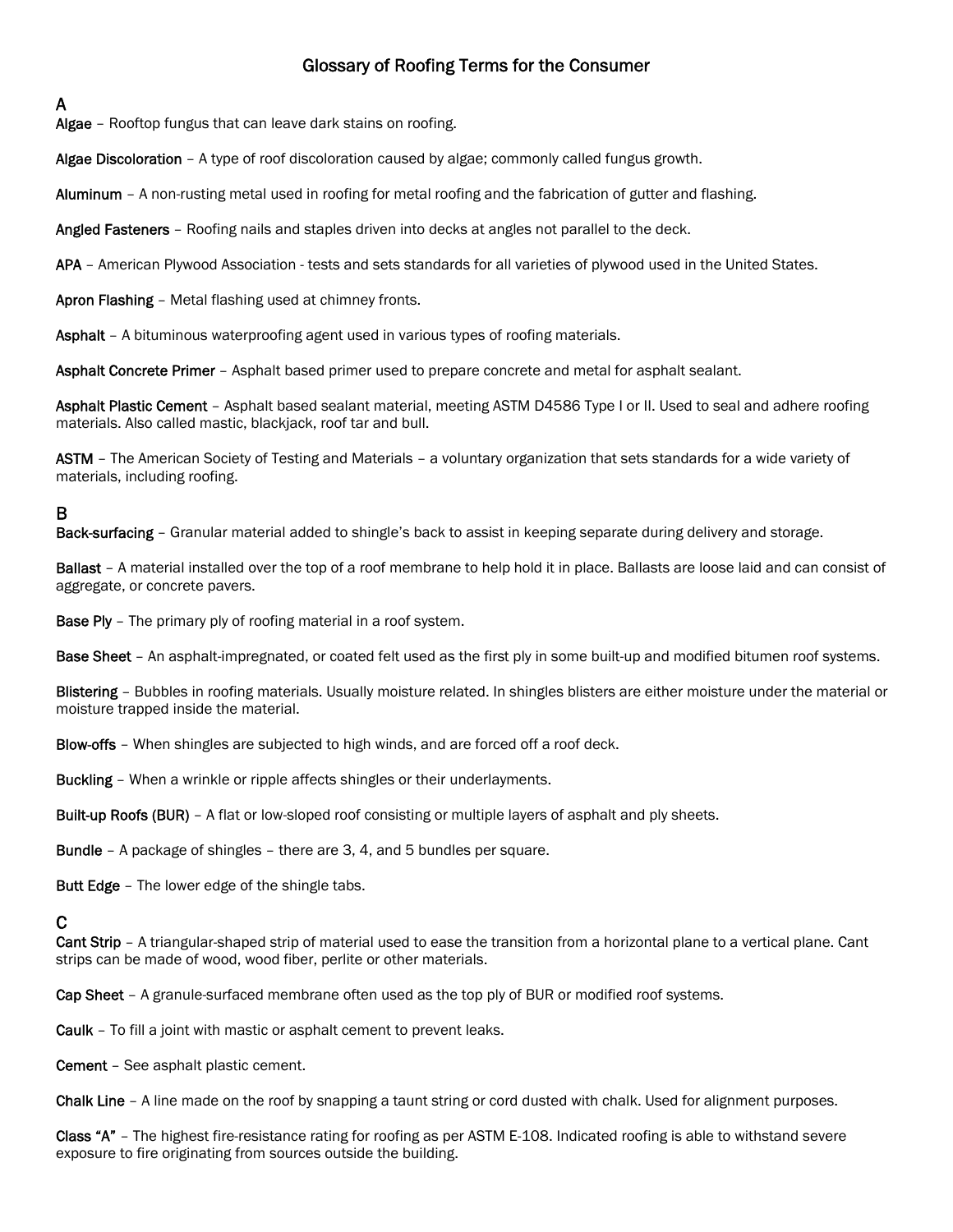# Glossary of Roofing Terms for the Consumer

## A

**Algae** – Rooftop fungus that can leave dark stains on roofing.

**Algae Discoloration** – A type of roof discoloration caused by algae; commonly called fungus growth.

**Aluminum** – A non-rusting metal used in roofing for metal roofing and the fabrication of gutter and flashing.

**Angled Fasteners** – Roofing nails and staples driven into decks at angles not parallel to the deck.

**APA** – American Plywood Association - tests and sets standards for all varieties of plywood used in the United States.

**Apron Flashing** – Metal flashing used at chimney fronts.

**Asphalt** – A bituminous waterproofing agent used in various types of roofing materials.

**Asphalt Concrete Primer** – Asphalt based primer used to prepare concrete and metal for asphalt sealant.

**Asphalt Plastic Cement** – Asphalt based sealant material, meeting ASTM D4586 Type I or II. Used to seal and adhere roofing materials. Also called mastic, blackjack, roof tar and bull.

**ASTM** – The American Society of Testing and Materials – a voluntary organization that sets standards for a wide variety of materials, including roofing.

## B

**Back-surfacing** – Granular material added to shingle's back to assist in keeping separate during delivery and storage.

**Ballast** – A material installed over the top of a roof membrane to help hold it in place. Ballasts are loose laid and can consist of aggregate, or concrete pavers.

**Base Ply** – The primary ply of roofing material in a roof system.

**Base Sheet** – An asphalt-impregnated, or coated felt used as the first ply in some built-up and modified bitumen roof systems.

**Blistering** – Bubbles in roofing materials. Usually moisture related. In shingles blisters are either moisture under the material or moisture trapped inside the material.

**Blow-offs** – When shingles are subjected to high winds, and are forced off a roof deck.

**Buckling** – When a wrinkle or ripple affects shingles or their underlayments.

**Built-up Roofs (BUR)** – A flat or low-sloped roof consisting or multiple layers of asphalt and ply sheets.

**Bundle** – A package of shingles – there are 3, 4, and 5 bundles per square.

**Butt Edge** – The lower edge of the shingle tabs.

## C

**Cant Strip** – A triangular-shaped strip of material used to ease the transition from a horizontal plane to a vertical plane. Cant strips can be made of wood, wood fiber, perlite or other materials.

**Cap Sheet** – A granule-surfaced membrane often used as the top ply of BUR or modified roof systems.

**Caulk** – To fill a joint with mastic or asphalt cement to prevent leaks.

**Cement** – See asphalt plastic cement.

**Chalk Line** – A line made on the roof by snapping a taunt string or cord dusted with chalk. Used for alignment purposes.

**Class "A"** – The highest fire-resistance rating for roofing as per ASTM E-108. Indicated roofing is able to withstand severe exposure to fire originating from sources outside the building.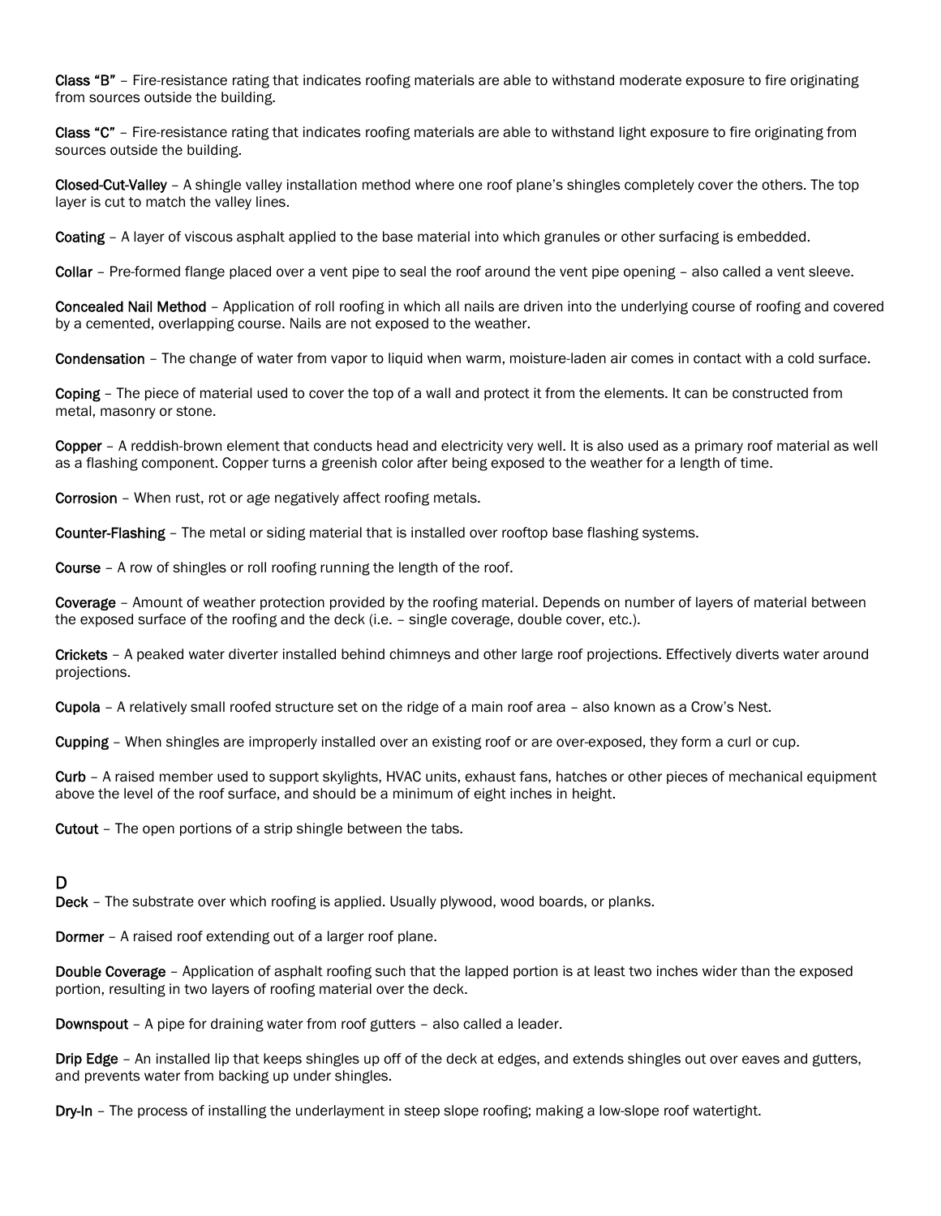**Class "B"** – Fire-resistance rating that indicates roofing materials are able to withstand moderate exposure to fire originating from sources outside the building.

**Class "C"** – Fire-resistance rating that indicates roofing materials are able to withstand light exposure to fire originating from sources outside the building.

**Closed-Cut-Valley** – A shingle valley installation method where one roof plane's shingles completely cover the others. The top layer is cut to match the valley lines.

**Coating** – A layer of viscous asphalt applied to the base material into which granules or other surfacing is embedded.

**Collar** – Pre-formed flange placed over a vent pipe to seal the roof around the vent pipe opening – also called a vent sleeve.

**Concealed Nail Method** – Application of roll roofing in which all nails are driven into the underlying course of roofing and covered by a cemented, overlapping course. Nails are not exposed to the weather.

**Condensation** – The change of water from vapor to liquid when warm, moisture-laden air comes in contact with a cold surface.

**Coping** – The piece of material used to cover the top of a wall and protect it from the elements. It can be constructed from metal, masonry or stone.

**Copper** – A reddish-brown element that conducts head and electricity very well. It is also used as a primary roof material as well as a flashing component. Copper turns a greenish color after being exposed to the weather for a length of time.

**Corrosion** – When rust, rot or age negatively affect roofing metals.

**Counter-Flashing** – The metal or siding material that is installed over rooftop base flashing systems.

**Course** – A row of shingles or roll roofing running the length of the roof.

**Coverage** – Amount of weather protection provided by the roofing material. Depends on number of layers of material between the exposed surface of the roofing and the deck (i.e. – single coverage, double cover, etc.).

**Crickets** – A peaked water diverter installed behind chimneys and other large roof projections. Effectively diverts water around projections.

**Cupola** – A relatively small roofed structure set on the ridge of a main roof area – also known as a Crow's Nest.

**Cupping** – When shingles are improperly installed over an existing roof or are over-exposed, they form a curl or cup.

**Curb** – A raised member used to support skylights, HVAC units, exhaust fans, hatches or other pieces of mechanical equipment above the level of the roof surface, and should be a minimum of eight inches in height.

**Cutout** – The open portions of a strip shingle between the tabs.

## D

**Deck** – The substrate over which roofing is applied. Usually plywood, wood boards, or planks.

**Dormer** – A raised roof extending out of a larger roof plane.

**Double Coverage** – Application of asphalt roofing such that the lapped portion is at least two inches wider than the exposed portion, resulting in two layers of roofing material over the deck.

**Downspout** – A pipe for draining water from roof gutters – also called a leader.

**Drip Edge** – An installed lip that keeps shingles up off of the deck at edges, and extends shingles out over eaves and gutters, and prevents water from backing up under shingles.

**Dry-In** – The process of installing the underlayment in steep slope roofing; making a low-slope roof watertight.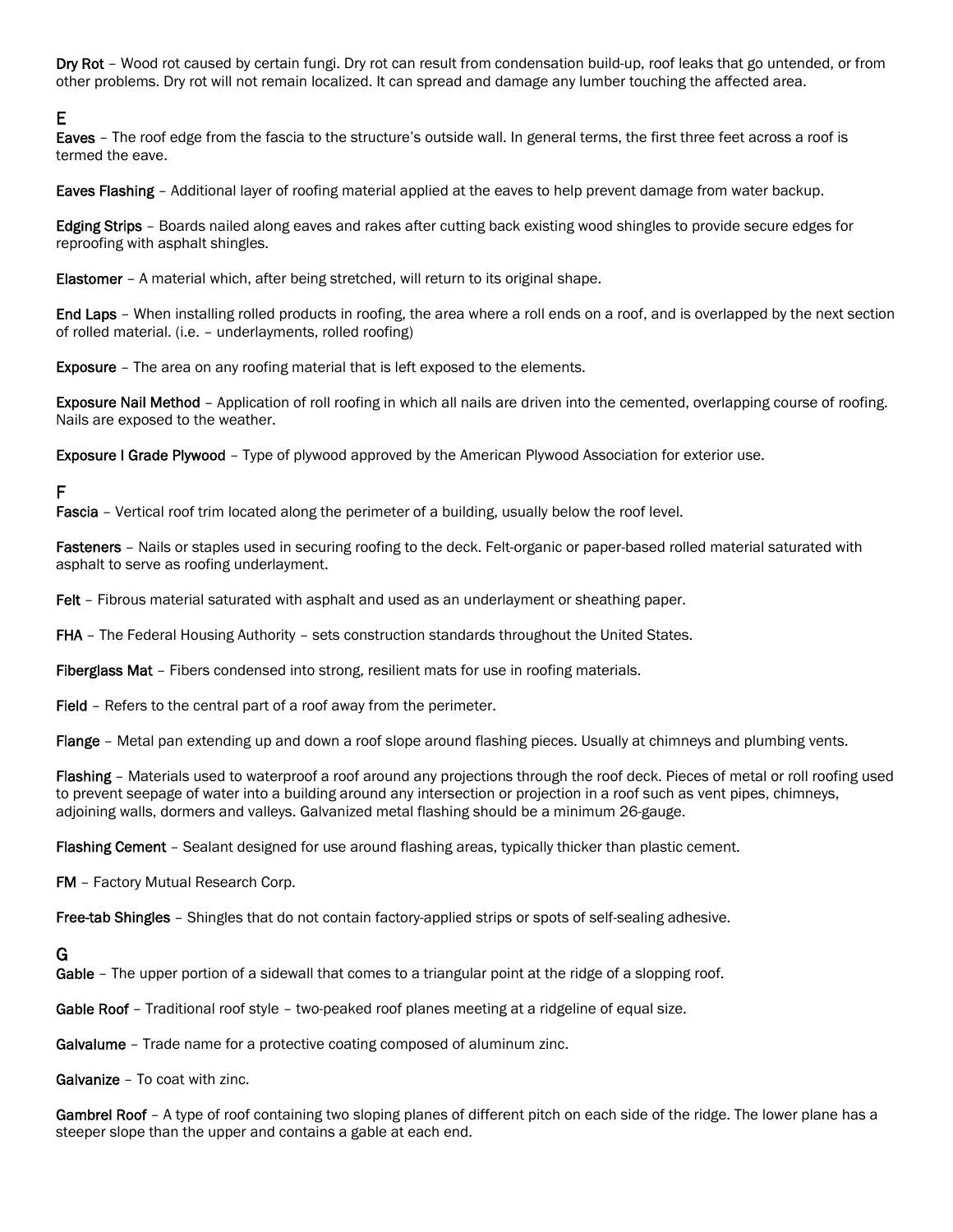**Dry Rot** – Wood rot caused by certain fungi. Dry rot can result from condensation build-up, roof leaks that go untended, or from other problems. Dry rot will not remain localized. It can spread and damage any lumber touching the affected area.

## E

**Eaves** – The roof edge from the fascia to the structure's outside wall. In general terms, the first three feet across a roof is termed the eave.

**Eaves Flashing** – Additional layer of roofing material applied at the eaves to help prevent damage from water backup.

**Edging Strips** – Boards nailed along eaves and rakes after cutting back existing wood shingles to provide secure edges for reproofing with asphalt shingles.

**Elastomer** – A material which, after being stretched, will return to its original shape.

**End Laps** – When installing rolled products in roofing, the area where a roll ends on a roof, and is overlapped by the next section of rolled material. (i.e. – underlayments, rolled roofing)

**Exposure** – The area on any roofing material that is left exposed to the elements.

**Exposure Nail Method** – Application of roll roofing in which all nails are driven into the cemented, overlapping course of roofing. Nails are exposed to the weather.

**Exposure I Grade Plywood** – Type of plywood approved by the American Plywood Association for exterior use.

## F

**Fascia** – Vertical roof trim located along the perimeter of a building, usually below the roof level.

**Fasteners** – Nails or staples used in securing roofing to the deck. Felt-organic or paper-based rolled material saturated with asphalt to serve as roofing underlayment.

**Felt** – Fibrous material saturated with asphalt and used as an underlayment or sheathing paper.

**FHA** – The Federal Housing Authority – sets construction standards throughout the United States.

**Fiberglass Mat** – Fibers condensed into strong, resilient mats for use in roofing materials.

**Field** – Refers to the central part of a roof away from the perimeter.

**Flange** – Metal pan extending up and down a roof slope around flashing pieces. Usually at chimneys and plumbing vents.

**Flashing** – Materials used to waterproof a roof around any projections through the roof deck. Pieces of metal or roll roofing used to prevent seepage of water into a building around any intersection or projection in a roof such as vent pipes, chimneys, adjoining walls, dormers and valleys. Galvanized metal flashing should be a minimum 26-gauge.

**Flashing Cement** – Sealant designed for use around flashing areas, typically thicker than plastic cement.

**FM** – Factory Mutual Research Corp.

**Free-tab Shingles** – Shingles that do not contain factory-applied strips or spots of self-sealing adhesive.

## G

**Gable** – The upper portion of a sidewall that comes to a triangular point at the ridge of a slopping roof.

**Gable Roof** – Traditional roof style – two-peaked roof planes meeting at a ridgeline of equal size.

**Galvalume** – Trade name for a protective coating composed of aluminum zinc.

**Galvanize** – To coat with zinc.

**Gambrel Roof** – A type of roof containing two sloping planes of different pitch on each side of the ridge. The lower plane has a steeper slope than the upper and contains a gable at each end.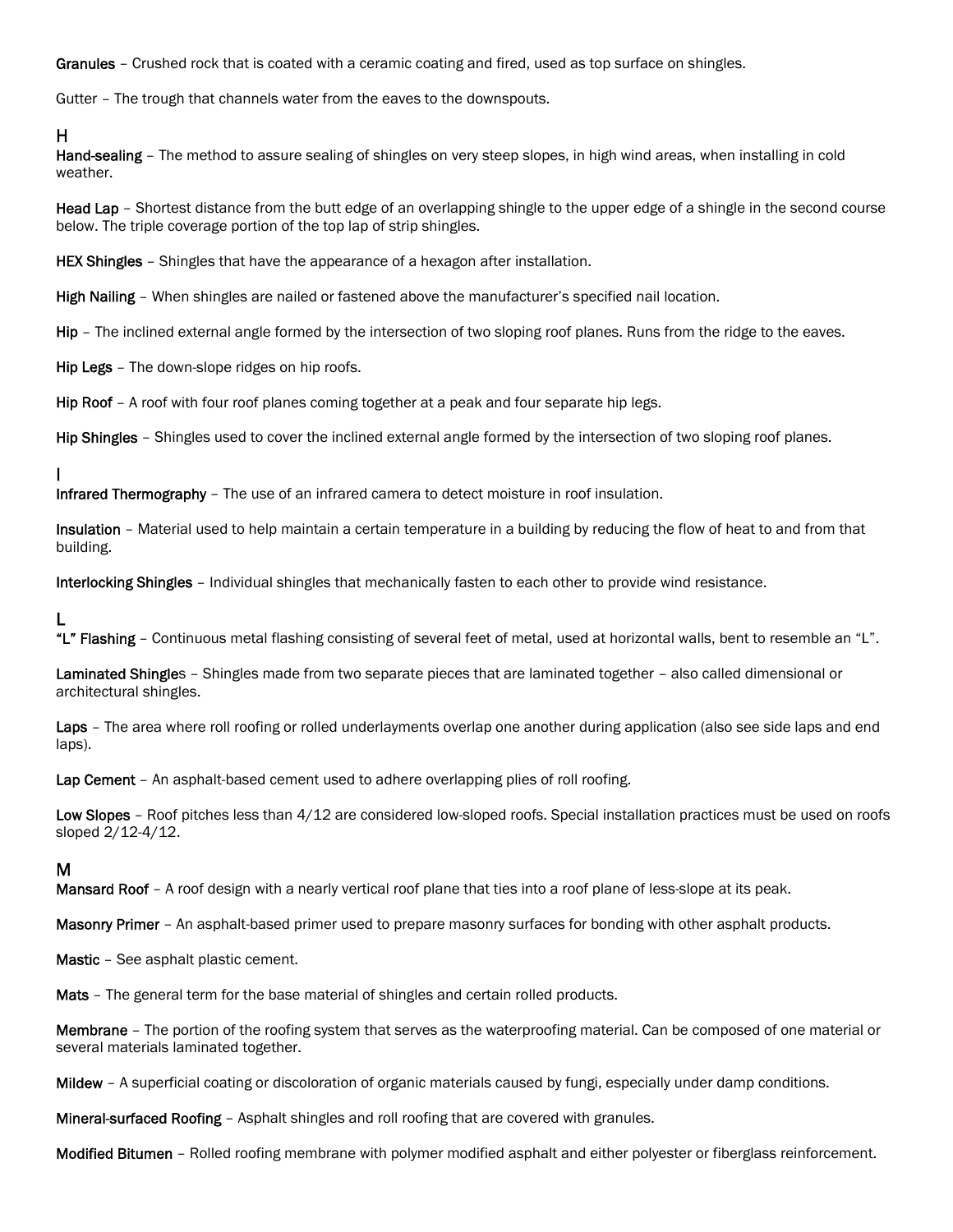**Granules** – Crushed rock that is coated with a ceramic coating and fired, used as top surface on shingles.

Gutter – The trough that channels water from the eaves to the downspouts.

## H

**Hand-sealing** – The method to assure sealing of shingles on very steep slopes, in high wind areas, when installing in cold weather.

**Head Lap** – Shortest distance from the butt edge of an overlapping shingle to the upper edge of a shingle in the second course below. The triple coverage portion of the top lap of strip shingles.

**HEX Shingles** – Shingles that have the appearance of a hexagon after installation.

**High Nailing** – When shingles are nailed or fastened above the manufacturer's specified nail location.

**Hip** – The inclined external angle formed by the intersection of two sloping roof planes. Runs from the ridge to the eaves.

**Hip Legs** – The down-slope ridges on hip roofs.

**Hip Roof** – A roof with four roof planes coming together at a peak and four separate hip legs.

**Hip Shingles** – Shingles used to cover the inclined external angle formed by the intersection of two sloping roof planes.

## I

**Infrared Thermography** – The use of an infrared camera to detect moisture in roof insulation.

**Insulation** – Material used to help maintain a certain temperature in a building by reducing the flow of heat to and from that building.

**Interlocking Shingles** – Individual shingles that mechanically fasten to each other to provide wind resistance.

## L

**"L" Flashing** – Continuous metal flashing consisting of several feet of metal, used at horizontal walls, bent to resemble an "L".

**Laminated Shingles** – Shingles made from two separate pieces that are laminated together – also called dimensional or architectural shingles.

**Laps** – The area where roll roofing or rolled underlayments overlap one another during application (also see side laps and end laps).

**Lap Cement** – An asphalt-based cement used to adhere overlapping plies of roll roofing.

**Low Slopes** – Roof pitches less than 4/12 are considered low-sloped roofs. Special installation practices must be used on roofs sloped 2/12-4/12.

## M

**Mansard Roof** – A roof design with a nearly vertical roof plane that ties into a roof plane of less-slope at its peak.

**Masonry Primer** – An asphalt-based primer used to prepare masonry surfaces for bonding with other asphalt products.

**Mastic** – See asphalt plastic cement.

**Mats** – The general term for the base material of shingles and certain rolled products.

**Membrane** – The portion of the roofing system that serves as the waterproofing material. Can be composed of one material or several materials laminated together.

**Mildew** – A superficial coating or discoloration of organic materials caused by fungi, especially under damp conditions.

**Mineral-surfaced Roofing** – Asphalt shingles and roll roofing that are covered with granules.

**Modified Bitumen** – Rolled roofing membrane with polymer modified asphalt and either polyester or fiberglass reinforcement.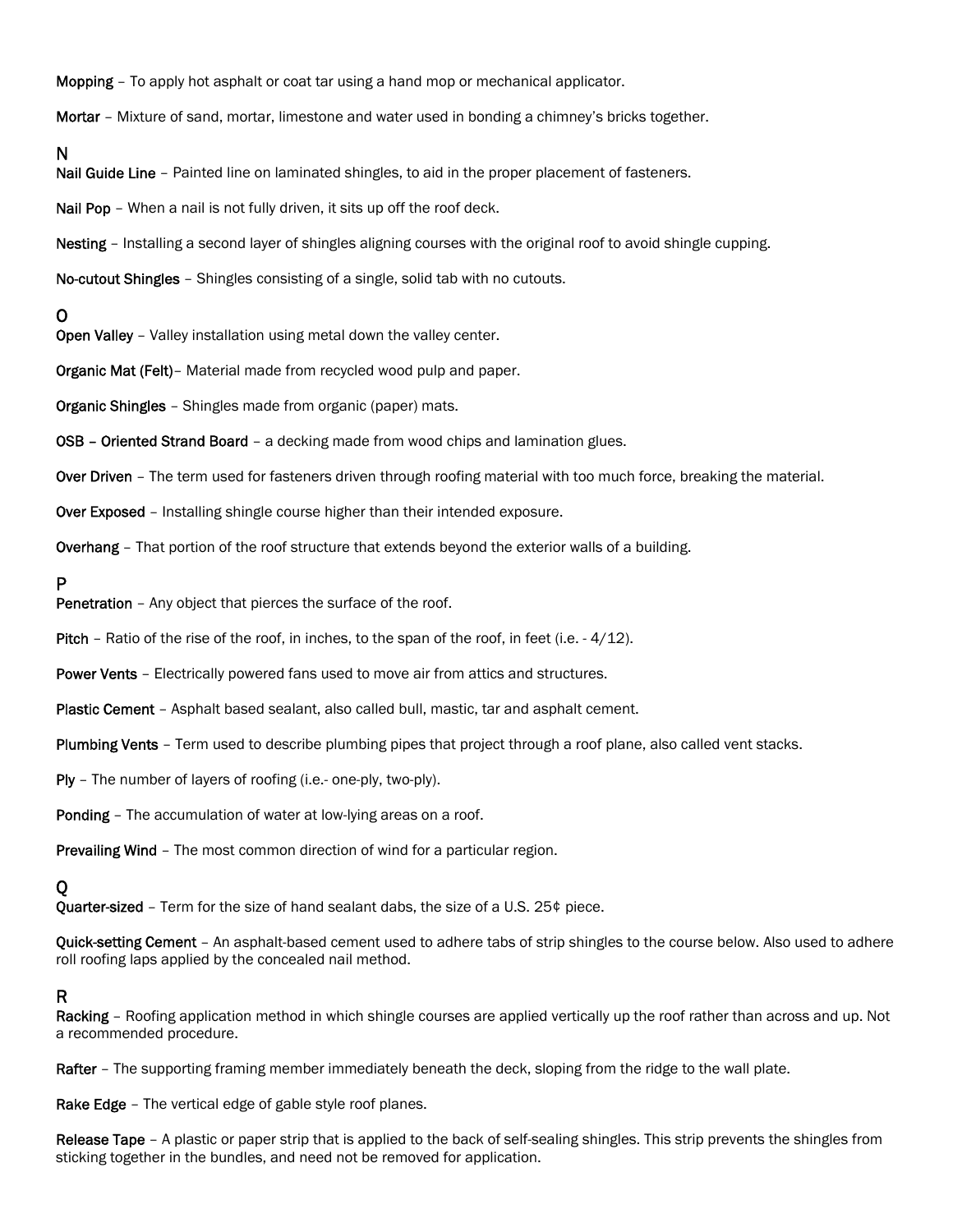**Mopping** – To apply hot asphalt or coat tar using a hand mop or mechanical applicator.

**Mortar** – Mixture of sand, mortar, limestone and water used in bonding a chimney's bricks together.

## N

**Nail Guide Line** – Painted line on laminated shingles, to aid in the proper placement of fasteners.

**Nail Pop** – When a nail is not fully driven, it sits up off the roof deck.

**Nesting** – Installing a second layer of shingles aligning courses with the original roof to avoid shingle cupping.

**No-cutout Shingles** – Shingles consisting of a single, solid tab with no cutouts.

## O

**Open Valley** – Valley installation using metal down the valley center.

**Organic Mat (Felt)**– Material made from recycled wood pulp and paper.

**Organic Shingles** – Shingles made from organic (paper) mats.

**OSB – Oriented Strand Board** – a decking made from wood chips and lamination glues.

**Over Driven** – The term used for fasteners driven through roofing material with too much force, breaking the material.

**Over Exposed** – Installing shingle course higher than their intended exposure.

**Overhang** – That portion of the roof structure that extends beyond the exterior walls of a building.

## P

**Penetration** – Any object that pierces the surface of the roof.

**Pitch** – Ratio of the rise of the roof, in inches, to the span of the roof, in feet (i.e. - 4/12).

**Power Vents** – Electrically powered fans used to move air from attics and structures.

**Plastic Cement** – Asphalt based sealant, also called bull, mastic, tar and asphalt cement.

**Plumbing Vents** – Term used to describe plumbing pipes that project through a roof plane, also called vent stacks.

**Ply** – The number of layers of roofing (i.e.- one-ply, two-ply).

**Ponding** – The accumulation of water at low-lying areas on a roof.

**Prevailing Wind** – The most common direction of wind for a particular region.

## Q

**Quarter-sized** – Term for the size of hand sealant dabs, the size of a U.S. 25¢ piece.

**Quick-setting Cement** – An asphalt-based cement used to adhere tabs of strip shingles to the course below. Also used to adhere roll roofing laps applied by the concealed nail method.

## R

**Racking** – Roofing application method in which shingle courses are applied vertically up the roof rather than across and up. Not a recommended procedure.

**Rafter** – The supporting framing member immediately beneath the deck, sloping from the ridge to the wall plate.

**Rake Edge** – The vertical edge of gable style roof planes.

**Release Tape** – A plastic or paper strip that is applied to the back of self-sealing shingles. This strip prevents the shingles from sticking together in the bundles, and need not be removed for application.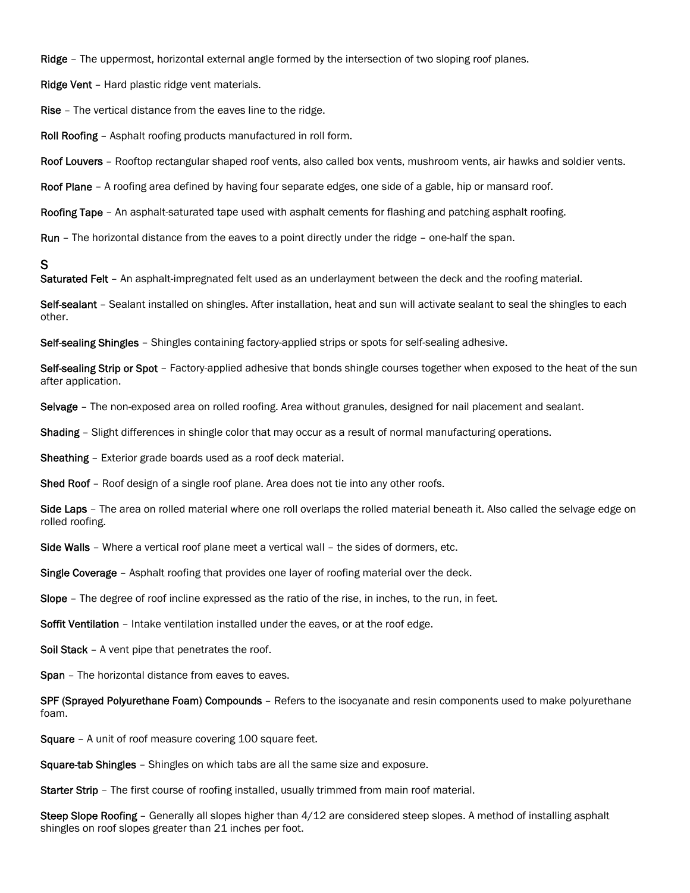**Ridge** – The uppermost, horizontal external angle formed by the intersection of two sloping roof planes.

**Ridge Vent** – Hard plastic ridge vent materials.

**Rise** – The vertical distance from the eaves line to the ridge.

**Roll Roofing** – Asphalt roofing products manufactured in roll form.

**Roof Louvers** – Rooftop rectangular shaped roof vents, also called box vents, mushroom vents, air hawks and soldier vents.

**Roof Plane** – A roofing area defined by having four separate edges, one side of a gable, hip or mansard roof.

**Roofing Tape** – An asphalt-saturated tape used with asphalt cements for flashing and patching asphalt roofing.

**Run** – The horizontal distance from the eaves to a point directly under the ridge – one-half the span.

## S

**Saturated Felt** – An asphalt-impregnated felt used as an underlayment between the deck and the roofing material.

**Self-sealant** – Sealant installed on shingles. After installation, heat and sun will activate sealant to seal the shingles to each other.

**Self-sealing Shingles** – Shingles containing factory-applied strips or spots for self-sealing adhesive.

**Self-sealing Strip or Spot** – Factory-applied adhesive that bonds shingle courses together when exposed to the heat of the sun after application.

**Selvage** – The non-exposed area on rolled roofing. Area without granules, designed for nail placement and sealant.

**Shading** – Slight differences in shingle color that may occur as a result of normal manufacturing operations.

**Sheathing** – Exterior grade boards used as a roof deck material.

**Shed Roof** – Roof design of a single roof plane. Area does not tie into any other roofs.

**Side Laps** – The area on rolled material where one roll overlaps the rolled material beneath it. Also called the selvage edge on rolled roofing.

**Side Walls** – Where a vertical roof plane meet a vertical wall – the sides of dormers, etc.

**Single Coverage** – Asphalt roofing that provides one layer of roofing material over the deck.

**Slope** – The degree of roof incline expressed as the ratio of the rise, in inches, to the run, in feet.

**Soffit Ventilation** – Intake ventilation installed under the eaves, or at the roof edge.

**Soil Stack** – A vent pipe that penetrates the roof.

**Span** – The horizontal distance from eaves to eaves.

**SPF (Sprayed Polyurethane Foam) Compounds** – Refers to the isocyanate and resin components used to make polyurethane foam.

**Square** – A unit of roof measure covering 100 square feet.

**Square-tab Shingles** – Shingles on which tabs are all the same size and exposure.

**Starter Strip** – The first course of roofing installed, usually trimmed from main roof material.

**Steep Slope Roofing** – Generally all slopes higher than 4/12 are considered steep slopes. A method of installing asphalt shingles on roof slopes greater than 21 inches per foot.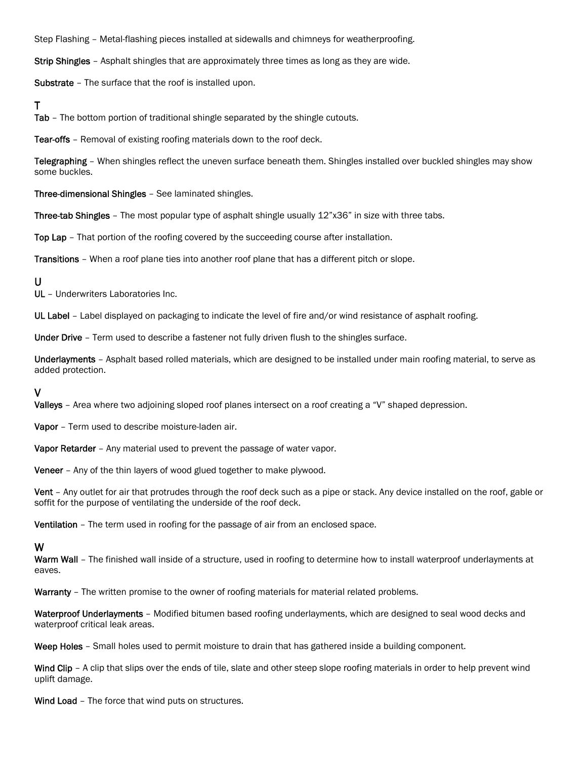Step Flashing – Metal-flashing pieces installed at sidewalls and chimneys for weatherproofing.

**Strip Shingles** – Asphalt shingles that are approximately three times as long as they are wide.

**Substrate** – The surface that the roof is installed upon.

## T

**Tab** – The bottom portion of traditional shingle separated by the shingle cutouts.

**Tear-offs** – Removal of existing roofing materials down to the roof deck.

**Telegraphing** – When shingles reflect the uneven surface beneath them. Shingles installed over buckled shingles may show some buckles.

**Three-dimensional Shingles** – See laminated shingles.

**Three-tab Shingles** – The most popular type of asphalt shingle usually 12"x36" in size with three tabs.

**Top Lap** – That portion of the roofing covered by the succeeding course after installation.

**Transitions** – When a roof plane ties into another roof plane that has a different pitch or slope.

## U

**UL** – Underwriters Laboratories Inc.

**UL Label** – Label displayed on packaging to indicate the level of fire and/or wind resistance of asphalt roofing.

**Under Drive** – Term used to describe a fastener not fully driven flush to the shingles surface.

**Underlayments** – Asphalt based rolled materials, which are designed to be installed under main roofing material, to serve as added protection.

## V

**Valleys** – Area where two adjoining sloped roof planes intersect on a roof creating a "V" shaped depression.

**Vapor** – Term used to describe moisture-laden air.

**Vapor Retarder** – Any material used to prevent the passage of water vapor.

**Veneer** – Any of the thin layers of wood glued together to make plywood.

**Vent** – Any outlet for air that protrudes through the roof deck such as a pipe or stack. Any device installed on the roof, gable or soffit for the purpose of ventilating the underside of the roof deck.

**Ventilation** – The term used in roofing for the passage of air from an enclosed space.

## W

**Warm Wall** – The finished wall inside of a structure, used in roofing to determine how to install waterproof underlayments at eaves.

**Warranty** – The written promise to the owner of roofing materials for material related problems.

**Waterproof Underlayments** – Modified bitumen based roofing underlayments, which are designed to seal wood decks and waterproof critical leak areas.

**Weep Holes** – Small holes used to permit moisture to drain that has gathered inside a building component.

**Wind Clip** – A clip that slips over the ends of tile, slate and other steep slope roofing materials in order to help prevent wind uplift damage.

**Wind Load** – The force that wind puts on structures.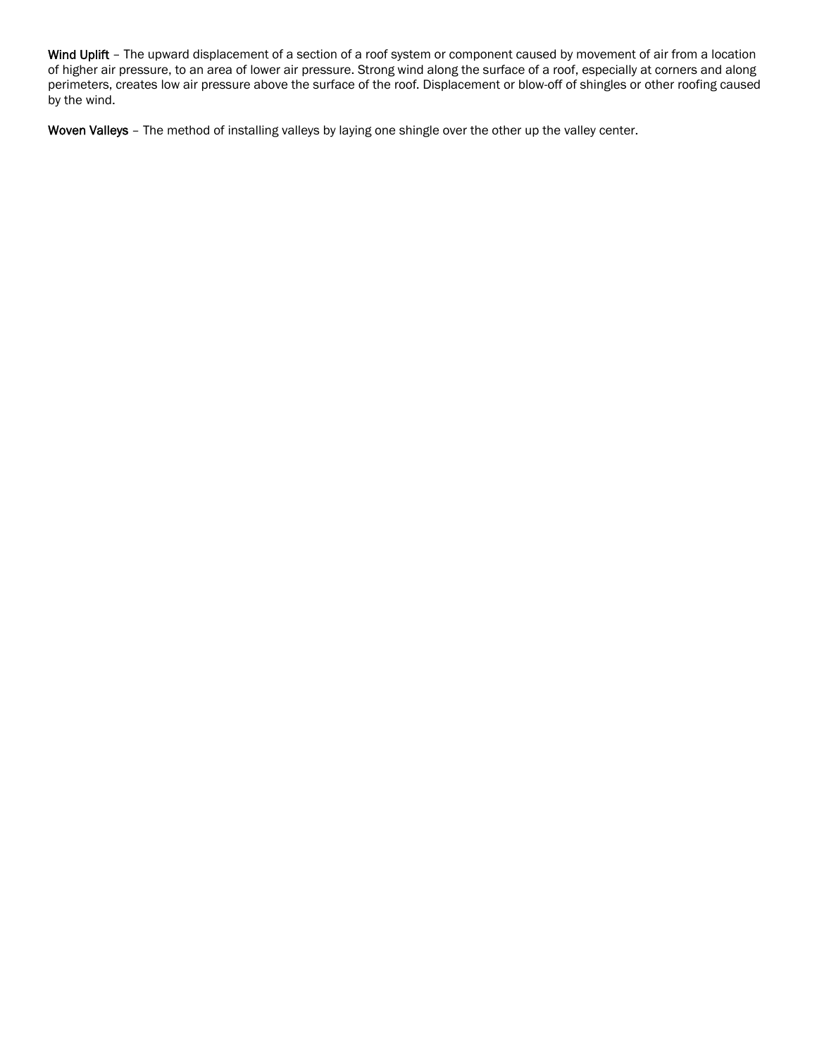**Wind Uplift** – The upward displacement of a section of a roof system or component caused by movement of air from a location of higher air pressure, to an area of lower air pressure. Strong wind along the surface of a roof, especially at corners and along perimeters, creates low air pressure above the surface of the roof. Displacement or blow-off of shingles or other roofing caused by the wind.

**Woven Valleys** – The method of installing valleys by laying one shingle over the other up the valley center.